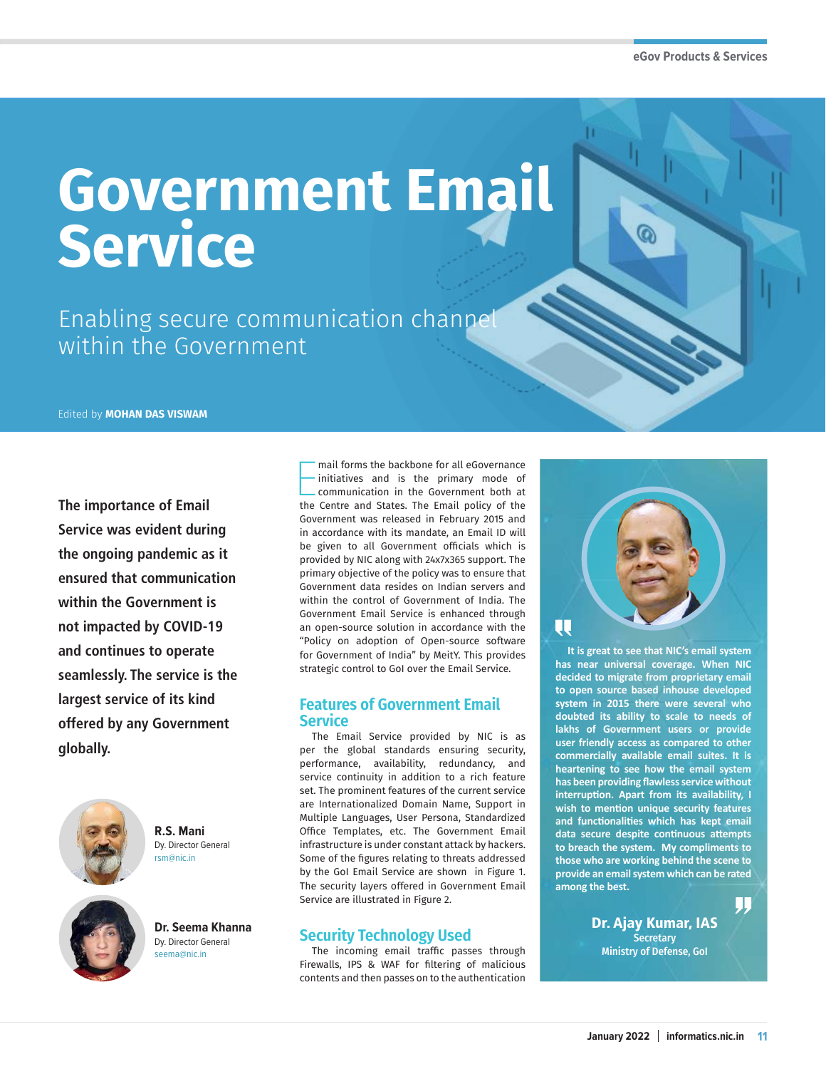# Government Email Service

Enabling secure communication channel within the Government

Edited by **MOHAN DAS VISWAM**

**The importance of Email Service was evident during the ongoing pandemic as it ensured that communication within the Government is not impacted by COVID-19 and continues to operate seamlessly. The service is the largest service of its kind offered by any Government globally.**

**R.S. Mani**
Dy. Director General
rsm@nic.in

**Dr. Seema Khanna**
Dy. Director General
seema@nic.in

Email forms the backbone for all eGovernance initiatives and is the primary mode of communication in the Government both at the Centre and States. The Email policy of the Government was released in February 2015 and in accordance with its mandate, an Email ID will be given to all Government officials which is provided by NIC along with 24x7x365 support. The primary objective of the policy was to ensure that Government data resides on Indian servers and within the control of Government of India. The Government Email Service is enhanced through an open-source solution in accordance with the "Policy on adoption of Open-source software for Government of India" by MeitY. This provides strategic control to GoI over the Email Service.

## Features of Government Email Service

The Email Service provided by NIC is as per the global standards ensuring security, performance, availability, redundancy, and service continuity in addition to a rich feature set. The prominent features of the current service are Internationalized Domain Name, Support in Multiple Languages, User Persona, Standardized Office Templates, etc. The Government Email infrastructure is under constant attack by hackers. Some of the figures relating to threats addressed by the GoI Email Service are shown in Figure 1. The security layers offered in Government Email Service are illustrated in Figure 2.

## Security Technology Used

The incoming email traffic passes through Firewalls, IPS & WAF for filtering of malicious contents and then passes on to the authentication

> **It is great to see that NIC's email system has near universal coverage. When NIC decided to migrate from proprietary email to open source based inhouse developed system in 2015 there were several who doubted its ability to scale to needs of lakhs of Government users or provide user friendly access as compared to other commercially available email suites. It is heartening to see how the email system has been providing flawless service without interruption. Apart from its availability, I wish to mention unique security features and functionalities which has kept email data secure despite continuous attempts to breach the system. My compliments to those who are working behind the scene to provide an email system which can be rated among the best.**
>
> **Dr. Ajay Kumar, IAS**
> Secretary
> Ministry of Defense, GoI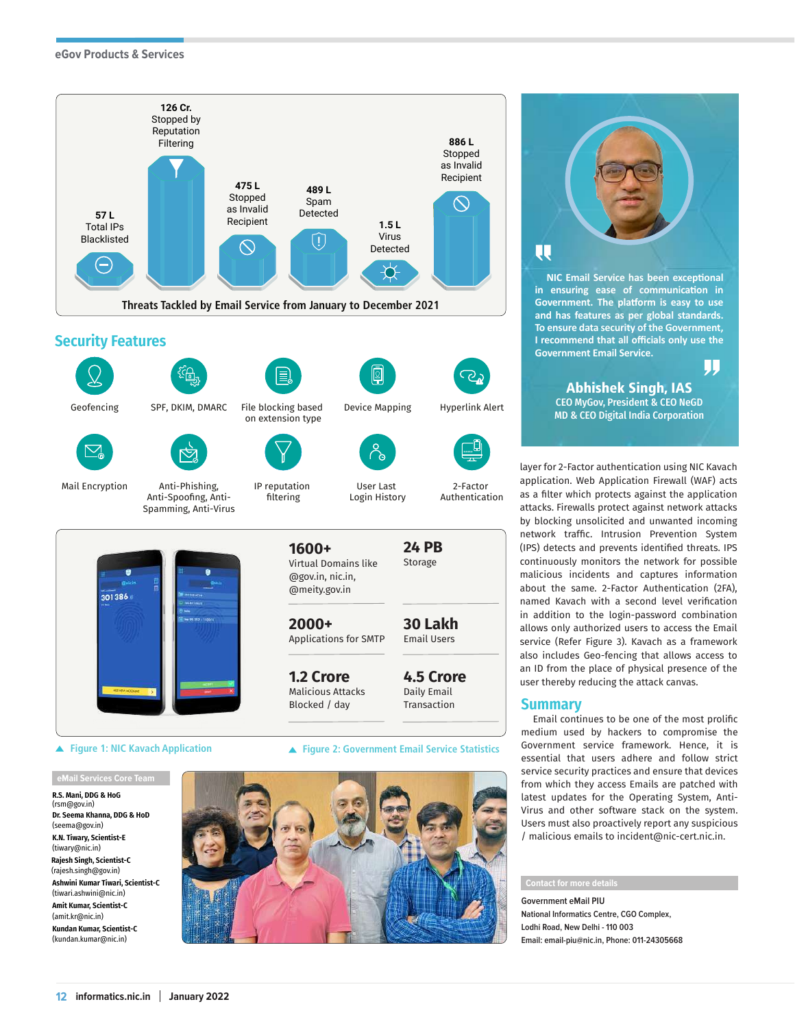126 Cr.
Stopped by Reputation Filtering

886 L
Stopped as Invalid Recipient

475 L
Stopped as Invalid Recipient

489 L
Spam Detected

57 L
Total IPs Blacklisted

1.5 L
Virus Detected

Threats Tackled by Email Service from January to December 2021

## Security Features

- Geofencing
- SPF, DKIM, DMARC
- File blocking based on extension type
- Device Mapping
- Hyperlink Alert
- Mail Encryption
- Anti-Phishing, Anti-Spoofing, Anti-Spamming, Anti-Virus
- IP reputation filtering
- User Last Login History
- 2-Factor Authentication

**1600+**
Virtual Domains like @gov.in, nic.in, @meity.gov.in

**24 PB**
Storage

**2000+**
Applications for SMTP

**30 Lakh**
Email Users

**1.2 Crore**
Malicious Attacks Blocked / day

**4.5 Crore**
Daily Email Transaction

Figure 1: NIC Kavach Application

Figure 2: Government Email Service Statistics

**NIC Email Service has been exceptional in ensuring ease of communication in Government. The platform is easy to use and has features as per global standards. To ensure data security of the Government, I recommend that all officials only use the Government Email Service.**

**Abhishek Singh, IAS**
CEO MyGov, President & CEO NeGD
MD & CEO Digital India Corporation

layer for 2-Factor authentication using NIC Kavach application. Web Application Firewall (WAF) acts as a filter which protects against the application attacks. Firewalls protect against network attacks by blocking unsolicited and unwanted incoming network traffic. Intrusion Prevention System (IPS) detects and prevents identified threats. IPS continuously monitors the network for possible malicious incidents and captures information about the same. 2-Factor Authentication (2FA), named Kavach with a second level verification in addition to the login-password combination allows only authorized users to access the Email service (Refer Figure 3). Kavach as a framework also includes Geo-fencing that allows access to an ID from the place of physical presence of the user thereby reducing the attack canvas.

## Summary

Email continues to be one of the most prolific medium used by hackers to compromise the Government service framework. Hence, it is essential that users adhere and follow strict service security practices and ensure that devices from which they access Emails are patched with latest updates for the Operating System, Anti-Virus and other software stack on the system. Users must also proactively report any suspicious / malicious emails to incident@nic-cert.nic.in.

### eMail Services Core Team

**R.S. Mani, DDG & HoG**
(rsm@gov.in)
**Dr. Seema Khanna, DDG & HoD**
(seema@gov.in)
**K.N. Tiwary, Scientist-E**
(tiwary@nic.in)
**Rajesh Singh, Scientist-C**
(rajesh.singh@gov.in)
**Ashwini Kumar Tiwari, Scientist-C**
(tiwari.ashwini@nic.in)
**Amit Kumar, Scientist-C**
(amit.kr@nic.in)
**Kundan Kumar, Scientist-C**
(kundan.kumar@nic.in)

### Contact for more details

Government eMail PIU
National Informatics Centre, CGO Complex,
Lodhi Road, New Delhi - 110 003
Email: email-piu@nic.in, Phone: 011-24305668